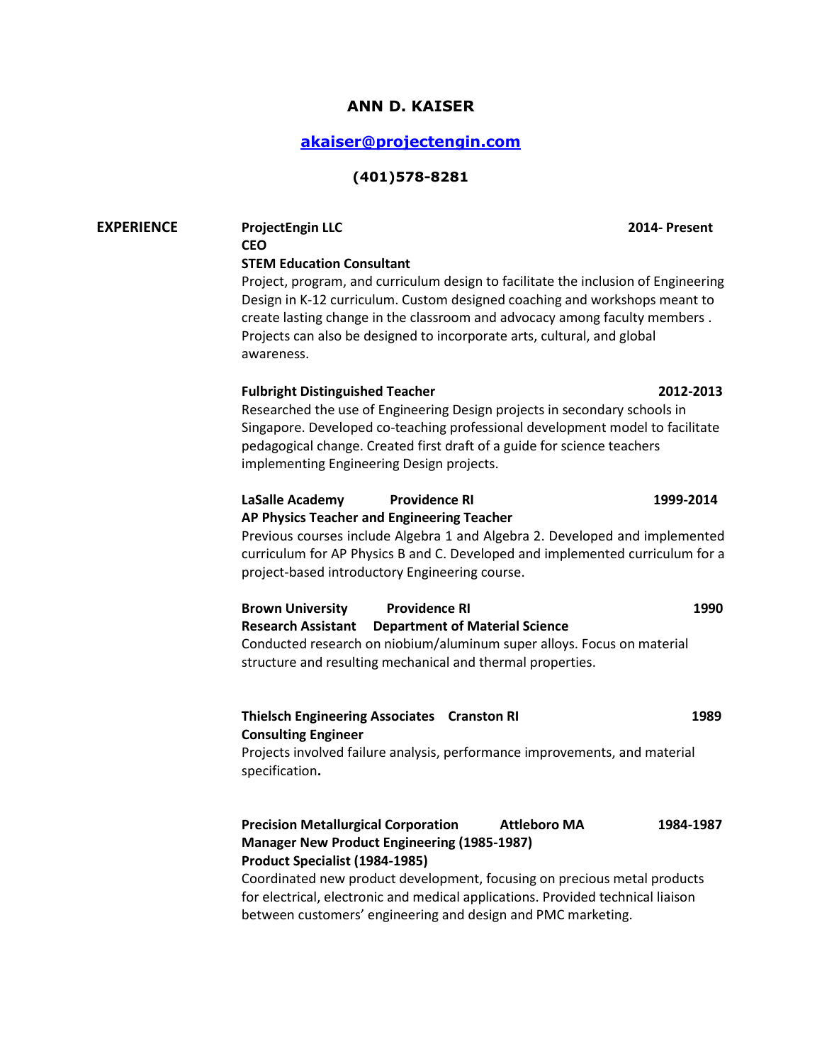# ANN D. KAISER

**akaiser@projectengin.com**

**(401)578-8281**

## EXPERIENCE

**ProjectEngin LLC** **2014- Present**
**CEO**
**STEM Education Consultant**
Project, program, and curriculum design to facilitate the inclusion of Engineering Design in K-12 curriculum. Custom designed coaching and workshops meant to create lasting change in the classroom and advocacy among faculty members . Projects can also be designed to incorporate arts, cultural, and global awareness.

**Fulbright Distinguished Teacher** **2012-2013**
Researched the use of Engineering Design projects in secondary schools in Singapore. Developed co-teaching professional development model to facilitate pedagogical change. Created first draft of a guide for science teachers implementing Engineering Design projects.

**LaSalle Academy** **Providence RI** **1999-2014**
**AP Physics Teacher and Engineering Teacher**
Previous courses include Algebra 1 and Algebra 2. Developed and implemented curriculum for AP Physics B and C. Developed and implemented curriculum for a project-based introductory Engineering course.

**Brown University** **Providence RI** **1990**
**Research Assistant** **Department of Material Science**
Conducted research on niobium/aluminum super alloys. Focus on material structure and resulting mechanical and thermal properties.

**Thielsch Engineering Associates** **Cranston RI** **1989**
**Consulting Engineer**
Projects involved failure analysis, performance improvements, and material specification**.**

**Precision Metallurgical Corporation** **Attleboro MA** **1984-1987**
**Manager New Product Engineering (1985-1987)**
**Product Specialist (1984-1985)**
Coordinated new product development, focusing on precious metal products for electrical, electronic and medical applications. Provided technical liaison between customers' engineering and design and PMC marketing.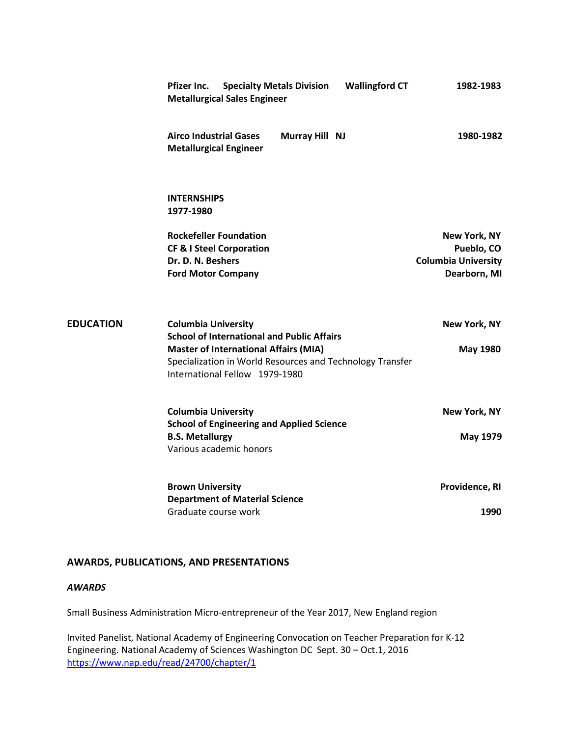**Pfizer Inc.** **Specialty Metals Division** **Wallingford CT** **1982-1983**
**Metallurgical Sales Engineer**

**Airco Industrial Gases** **Murray Hill NJ** **1980-1982**
**Metallurgical Engineer**

**INTERNSHIPS**
**1977-1980**

**Rockefeller Foundation** — **New York, NY**
**CF & I Steel Corporation** — **Pueblo, CO**
**Dr. D. N. Beshers** — **Columbia University**
**Ford Motor Company** — **Dearborn, MI**

## EDUCATION

**Columbia University** — **New York, NY**
**School of International and Public Affairs**
**Master of International Affairs (MIA)** — **May 1980**
Specialization in World Resources and Technology Transfer
International Fellow 1979-1980

**Columbia University** — **New York, NY**
**School of Engineering and Applied Science**
**B.S. Metallurgy** — **May 1979**
Various academic honors

**Brown University** — **Providence, RI**
**Department of Material Science**
Graduate course work — **1990**

## AWARDS, PUBLICATIONS, AND PRESENTATIONS

### *AWARDS*

Small Business Administration Micro-entrepreneur of the Year 2017, New England region

Invited Panelist, National Academy of Engineering Convocation on Teacher Preparation for K-12 Engineering. National Academy of Sciences Washington DC Sept. 30 – Oct.1, 2016
https://www.nap.edu/read/24700/chapter/1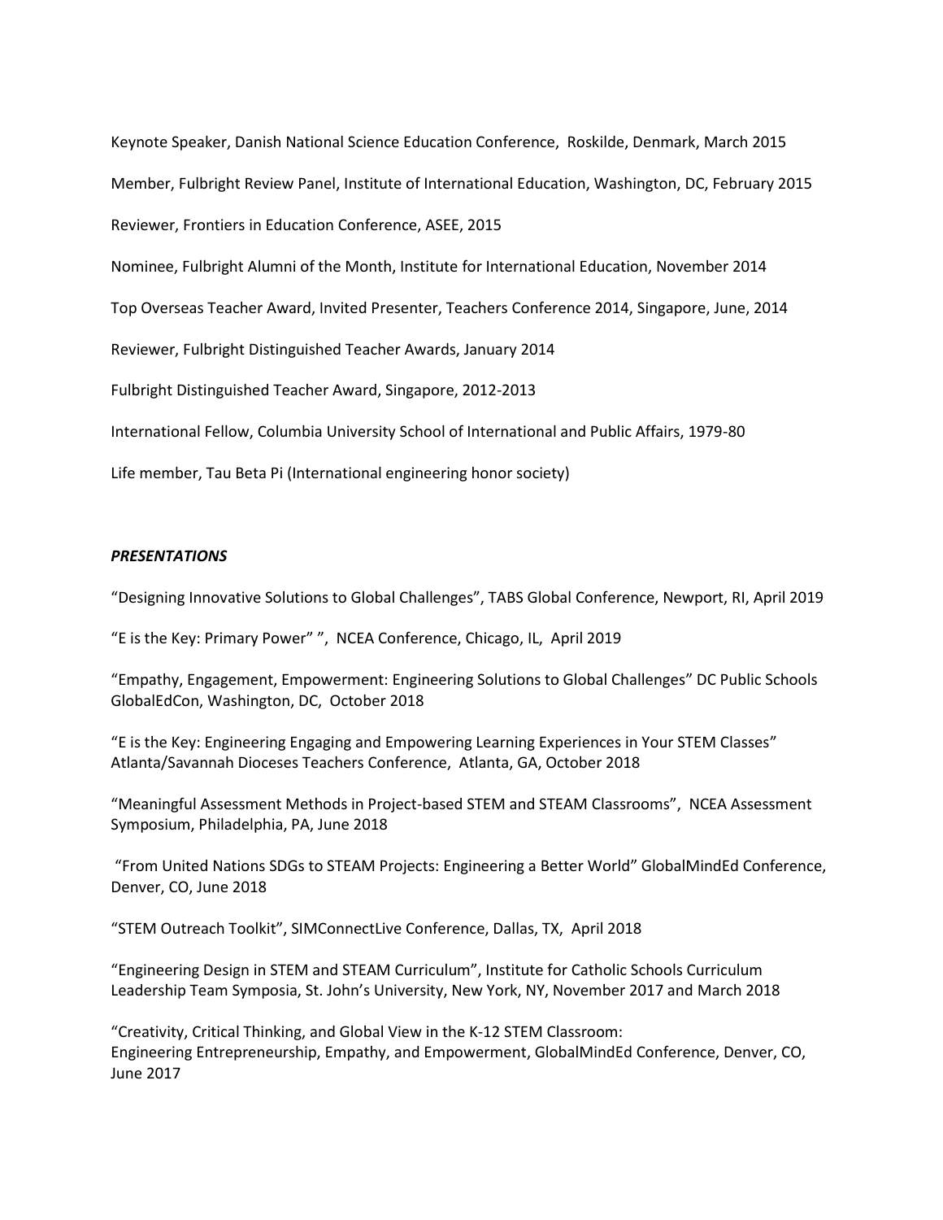Keynote Speaker, Danish National Science Education Conference, Roskilde, Denmark, March 2015

Member, Fulbright Review Panel, Institute of International Education, Washington, DC, February 2015

Reviewer, Frontiers in Education Conference, ASEE, 2015

Nominee, Fulbright Alumni of the Month, Institute for International Education, November 2014

Top Overseas Teacher Award, Invited Presenter, Teachers Conference 2014, Singapore, June, 2014

Reviewer, Fulbright Distinguished Teacher Awards, January 2014

Fulbright Distinguished Teacher Award, Singapore, 2012-2013

International Fellow, Columbia University School of International and Public Affairs, 1979-80

Life member, Tau Beta Pi (International engineering honor society)

## ***PRESENTATIONS***

"Designing Innovative Solutions to Global Challenges", TABS Global Conference, Newport, RI, April 2019

"E is the Key: Primary Power" ", NCEA Conference, Chicago, IL, April 2019

"Empathy, Engagement, Empowerment: Engineering Solutions to Global Challenges" DC Public Schools GlobalEdCon, Washington, DC, October 2018

"E is the Key: Engineering Engaging and Empowering Learning Experiences in Your STEM Classes" Atlanta/Savannah Dioceses Teachers Conference, Atlanta, GA, October 2018

"Meaningful Assessment Methods in Project-based STEM and STEAM Classrooms", NCEA Assessment Symposium, Philadelphia, PA, June 2018

"From United Nations SDGs to STEAM Projects: Engineering a Better World" GlobalMindEd Conference, Denver, CO, June 2018

"STEM Outreach Toolkit", SIMConnectLive Conference, Dallas, TX, April 2018

"Engineering Design in STEM and STEAM Curriculum", Institute for Catholic Schools Curriculum Leadership Team Symposia, St. John's University, New York, NY, November 2017 and March 2018

"Creativity, Critical Thinking, and Global View in the K-12 STEM Classroom:
Engineering Entrepreneurship, Empathy, and Empowerment, GlobalMindEd Conference, Denver, CO, June 2017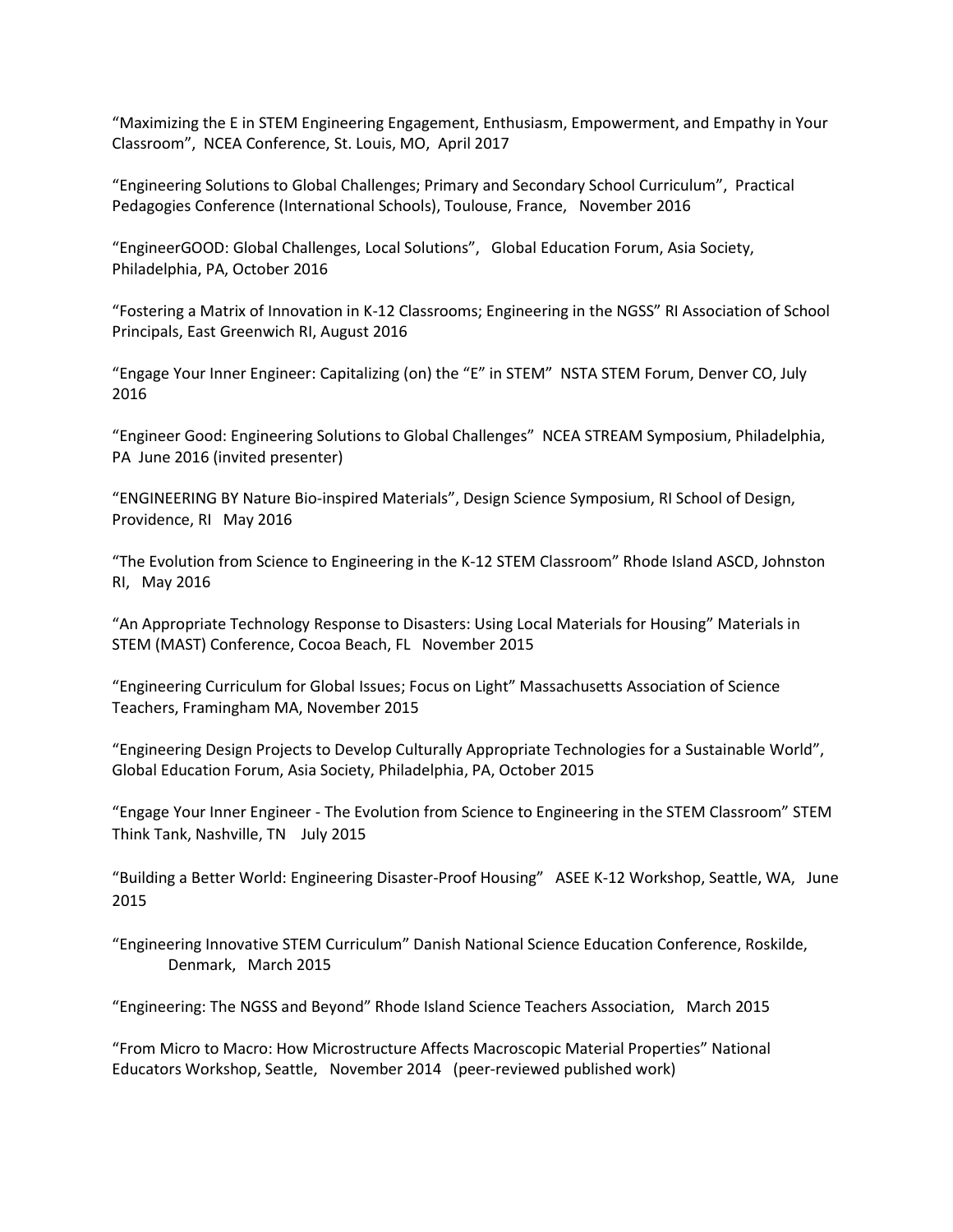“Maximizing the E in STEM Engineering Engagement, Enthusiasm, Empowerment, and Empathy in Your Classroom”, NCEA Conference, St. Louis, MO, April 2017

“Engineering Solutions to Global Challenges; Primary and Secondary School Curriculum”, Practical Pedagogies Conference (International Schools), Toulouse, France, November 2016

“EngineerGOOD: Global Challenges, Local Solutions”, Global Education Forum, Asia Society, Philadelphia, PA, October 2016

“Fostering a Matrix of Innovation in K-12 Classrooms; Engineering in the NGSS” RI Association of School Principals, East Greenwich RI, August 2016

“Engage Your Inner Engineer: Capitalizing (on) the “E” in STEM” NSTA STEM Forum, Denver CO, July 2016

“Engineer Good: Engineering Solutions to Global Challenges” NCEA STREAM Symposium, Philadelphia, PA June 2016 (invited presenter)

“ENGINEERING BY Nature Bio-inspired Materials”, Design Science Symposium, RI School of Design, Providence, RI May 2016

“The Evolution from Science to Engineering in the K-12 STEM Classroom” Rhode Island ASCD, Johnston RI, May 2016

“An Appropriate Technology Response to Disasters: Using Local Materials for Housing” Materials in STEM (MAST) Conference, Cocoa Beach, FL November 2015

“Engineering Curriculum for Global Issues; Focus on Light” Massachusetts Association of Science Teachers, Framingham MA, November 2015

“Engineering Design Projects to Develop Culturally Appropriate Technologies for a Sustainable World”, Global Education Forum, Asia Society, Philadelphia, PA, October 2015

“Engage Your Inner Engineer - The Evolution from Science to Engineering in the STEM Classroom” STEM Think Tank, Nashville, TN July 2015

“Building a Better World: Engineering Disaster-Proof Housing” ASEE K-12 Workshop, Seattle, WA, June 2015

“Engineering Innovative STEM Curriculum” Danish National Science Education Conference, Roskilde, Denmark, March 2015

“Engineering: The NGSS and Beyond” Rhode Island Science Teachers Association, March 2015

“From Micro to Macro: How Microstructure Affects Macroscopic Material Properties” National Educators Workshop, Seattle, November 2014 (peer-reviewed published work)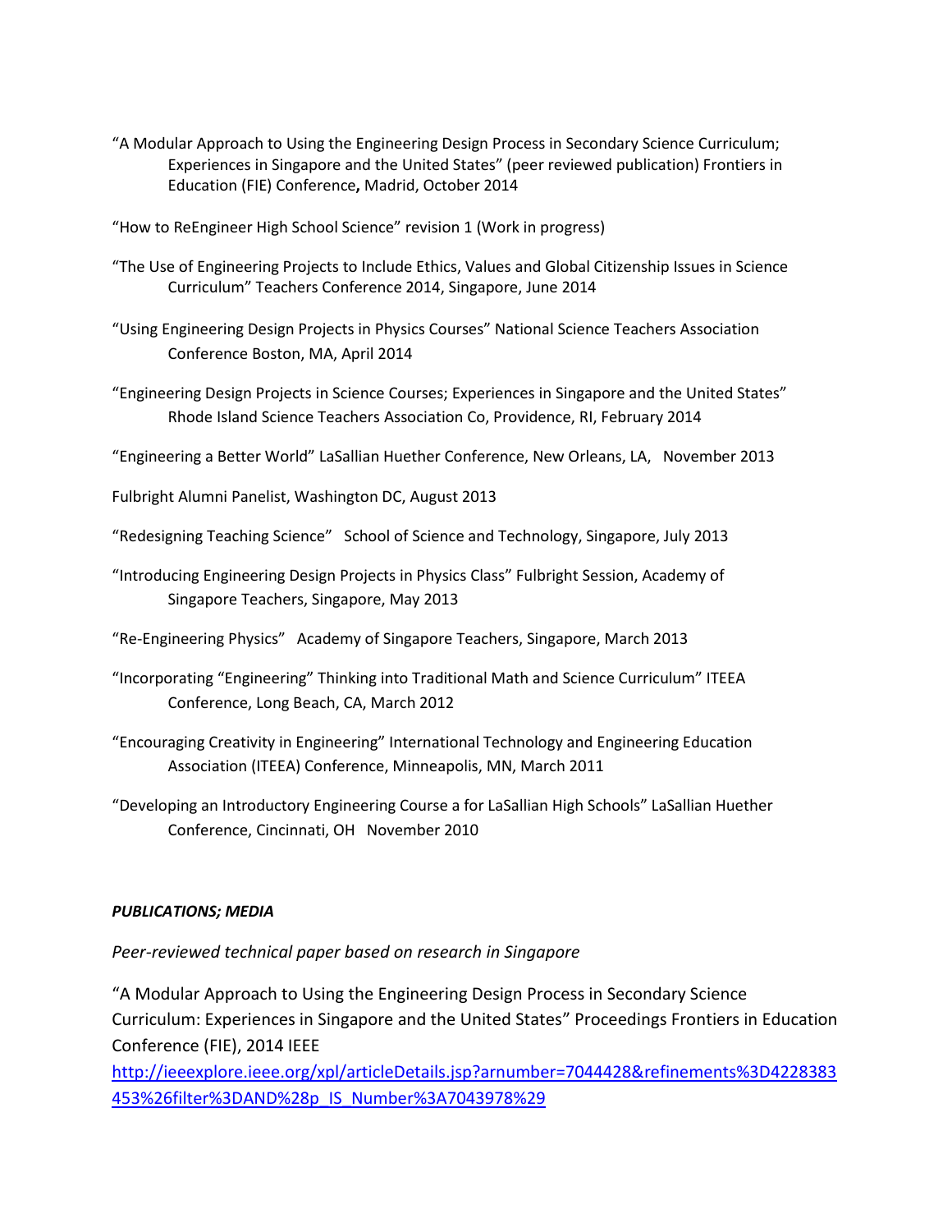"A Modular Approach to Using the Engineering Design Process in Secondary Science Curriculum; Experiences in Singapore and the United States" (peer reviewed publication) Frontiers in Education (FIE) Conference**,** Madrid, October 2014

"How to ReEngineer High School Science" revision 1 (Work in progress)

"The Use of Engineering Projects to Include Ethics, Values and Global Citizenship Issues in Science Curriculum" Teachers Conference 2014, Singapore, June 2014

"Using Engineering Design Projects in Physics Courses" National Science Teachers Association Conference Boston, MA, April 2014

"Engineering Design Projects in Science Courses; Experiences in Singapore and the United States" Rhode Island Science Teachers Association Co, Providence, RI, February 2014

"Engineering a Better World" LaSallian Huether Conference, New Orleans, LA, November 2013

Fulbright Alumni Panelist, Washington DC, August 2013

"Redesigning Teaching Science" School of Science and Technology, Singapore, July 2013

"Introducing Engineering Design Projects in Physics Class" Fulbright Session, Academy of Singapore Teachers, Singapore, May 2013

"Re-Engineering Physics" Academy of Singapore Teachers, Singapore, March 2013

"Incorporating "Engineering" Thinking into Traditional Math and Science Curriculum" ITEEA Conference, Long Beach, CA, March 2012

"Encouraging Creativity in Engineering" International Technology and Engineering Education Association (ITEEA) Conference, Minneapolis, MN, March 2011

"Developing an Introductory Engineering Course a for LaSallian High Schools" LaSallian Huether Conference, Cincinnati, OH November 2010

***PUBLICATIONS; MEDIA***

*Peer-reviewed technical paper based on research in Singapore*

"A Modular Approach to Using the Engineering Design Process in Secondary Science Curriculum: Experiences in Singapore and the United States" Proceedings Frontiers in Education Conference (FIE), 2014 IEEE
http://ieeexplore.ieee.org/xpl/articleDetails.jsp?arnumber=7044428&refinements%3D4228383453%26filter%3DAND%28p_IS_Number%3A7043978%29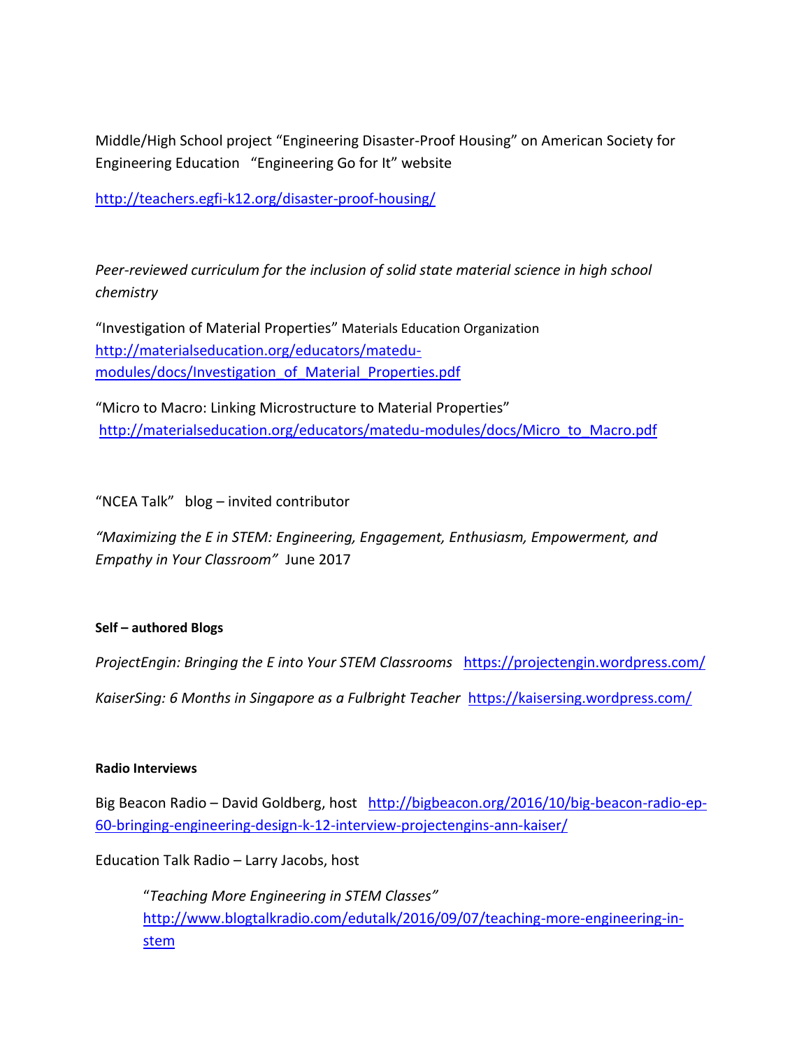Middle/High School project "Engineering Disaster-Proof Housing" on American Society for Engineering Education "Engineering Go for It" website

http://teachers.egfi-k12.org/disaster-proof-housing/

*Peer-reviewed curriculum for the inclusion of solid state material science in high school chemistry*

"Investigation of Material Properties" Materials Education Organization http://materialseducation.org/educators/matedu-modules/docs/Investigation_of_Material_Properties.pdf

"Micro to Macro: Linking Microstructure to Material Properties" http://materialseducation.org/educators/matedu-modules/docs/Micro_to_Macro.pdf

"NCEA Talk" blog – invited contributor

*"Maximizing the E in STEM: Engineering, Engagement, Enthusiasm, Empowerment, and Empathy in Your Classroom"* June 2017

**Self – authored Blogs**

*ProjectEngin: Bringing the E into Your STEM Classrooms* https://projectengin.wordpress.com/

*KaiserSing: 6 Months in Singapore as a Fulbright Teacher* https://kaisersing.wordpress.com/

**Radio Interviews**

Big Beacon Radio – David Goldberg, host http://bigbeacon.org/2016/10/big-beacon-radio-ep-60-bringing-engineering-design-k-12-interview-projectengins-ann-kaiser/

Education Talk Radio – Larry Jacobs, host

> "*Teaching More Engineering in STEM Classes"* http://www.blogtalkradio.com/edutalk/2016/09/07/teaching-more-engineering-in-stem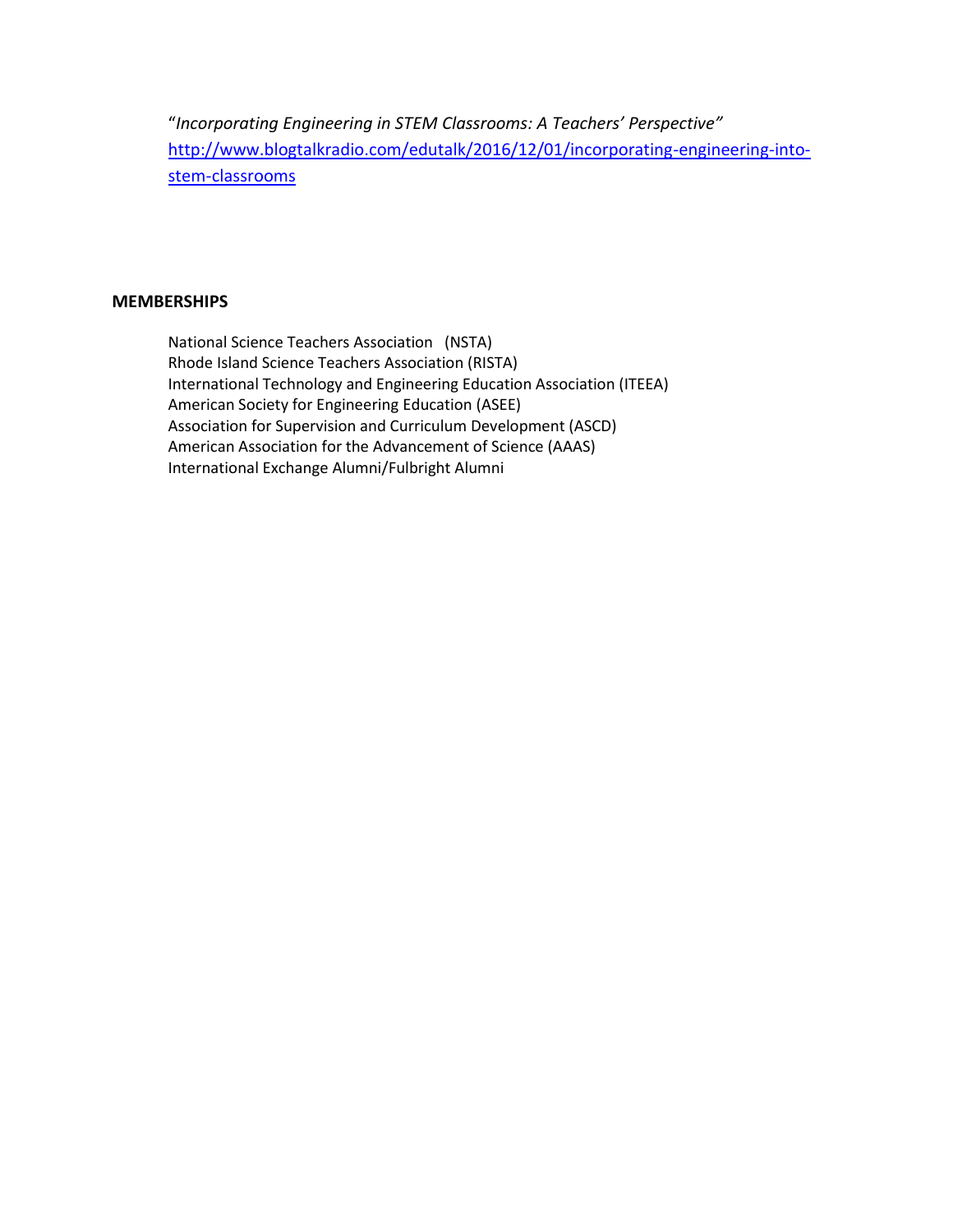"*Incorporating Engineering in STEM Classrooms: A Teachers' Perspective"*
[http://www.blogtalkradio.com/edutalk/2016/12/01/incorporating-engineering-into-stem-classrooms](http://www.blogtalkradio.com/edutalk/2016/12/01/incorporating-engineering-into-stem-classrooms)

## MEMBERSHIPS

National Science Teachers Association (NSTA)
Rhode Island Science Teachers Association (RISTA)
International Technology and Engineering Education Association (ITEEA)
American Society for Engineering Education (ASEE)
Association for Supervision and Curriculum Development (ASCD)
American Association for the Advancement of Science (AAAS)
International Exchange Alumni/Fulbright Alumni